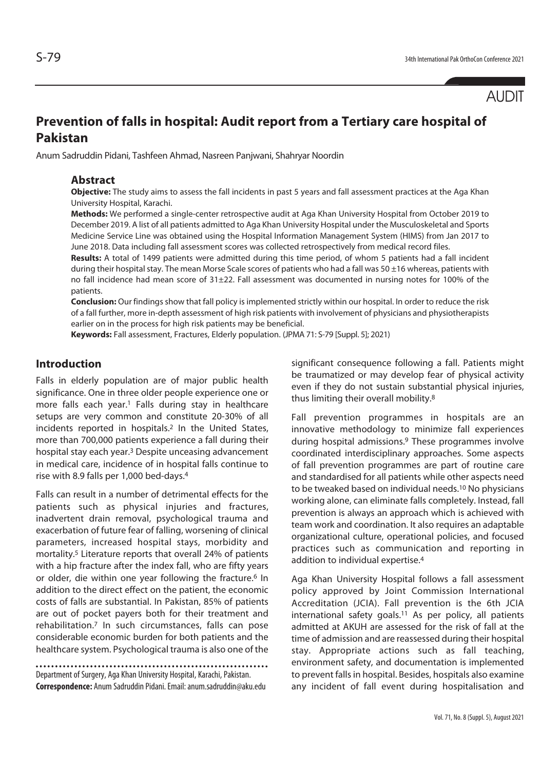AUDIT

# Prevention of falls in hospital: Audit report from a Tertiary care hospital of Pakistan

Anum Sadruddin Pidani, Tashfeen Ahmad, Nasreen Panjwani, Shahryar Noordin

## Abstract

**Objective:** The study aims to assess the fall incidents in past 5 years and fall assessment practices at the Aga Khan University Hospital, Karachi.

**Methods:** We performed a single-center retrospective audit at Aga Khan University Hospital from October 2019 to December 2019. A list of all patients admitted to Aga Khan University Hospital under the Musculoskeletal and Sports Medicine Service Line was obtained using the Hospital Information Management System (HIMS) from Jan 2017 to June 2018. Data including fall assessment scores was collected retrospectively from medical record files.

**Results:** A total of 1499 patients were admitted during this time period, of whom 5 patients had a fall incident during their hospital stay. The mean Morse Scale scores of patients who had a fall was 50 ±16 whereas, patients with no fall incidence had mean score of 31±22. Fall assessment was documented in nursing notes for 100% of the patients.

**Conclusion:** Our findings show that fall policy is implemented strictly within our hospital. In order to reduce the risk of a fall further, more in-depth assessment of high risk patients with involvement of physicians and physiotherapists earlier on in the process for high risk patients may be beneficial.

**Keywords:** Fall assessment, Fractures, Elderly population. (JPMA 71: S-79 [Suppl. 5]; 2021)

## Introduction

Falls in elderly population are of major public health significance. One in three older people experience one or more falls each year.[1] Falls during stay in healthcare setups are very common and constitute 20-30% of all incidents reported in hospitals.[2] In the United States, more than 700,000 patients experience a fall during their hospital stay each year.[3] Despite unceasing advancement in medical care, incidence of in hospital falls continue to rise with 8.9 falls per 1,000 bed-days.[4]

Falls can result in a number of detrimental effects for the patients such as physical injuries and fractures, inadvertent drain removal, psychological trauma and exacerbation of future fear of falling, worsening of clinical parameters, increased hospital stays, morbidity and mortality.[5] Literature reports that overall 24% of patients with a hip fracture after the index fall, who are fifty years or older, die within one year following the fracture.[6] In addition to the direct effect on the patient, the economic costs of falls are substantial. In Pakistan, 85% of patients are out of pocket payers both for their treatment and rehabilitation.[7] In such circumstances, falls can pose considerable economic burden for both patients and the healthcare system. Psychological trauma is also one of the significant consequence following a fall. Patients might be traumatized or may develop fear of physical activity even if they do not sustain substantial physical injuries, thus limiting their overall mobility.[8]

Fall prevention programmes in hospitals are an innovative methodology to minimize fall experiences during hospital admissions.[9] These programmes involve coordinated interdisciplinary approaches. Some aspects of fall prevention programmes are part of routine care and standardised for all patients while other aspects need to be tweaked based on individual needs.[10] No physicians working alone, can eliminate falls completely. Instead, fall prevention is always an approach which is achieved with team work and coordination. It also requires an adaptable organizational culture, operational policies, and focused practices such as communication and reporting in addition to individual expertise.[4]

Aga Khan University Hospital follows a fall assessment policy approved by Joint Commission International Accreditation (JCIA). Fall prevention is the 6th JCIA international safety goals.[11] As per policy, all patients admitted at AKUH are assessed for the risk of fall at the time of admission and are reassessed during their hospital stay. Appropriate actions such as fall teaching, environment safety, and documentation is implemented to prevent falls in hospital. Besides, hospitals also examine any incident of fall event during hospitalisation and

Department of Surgery, Aga Khan University Hospital, Karachi, Pakistan.
**Correspondence:** Anum Sadruddin Pidani. Email: anum.sadruddin@aku.edu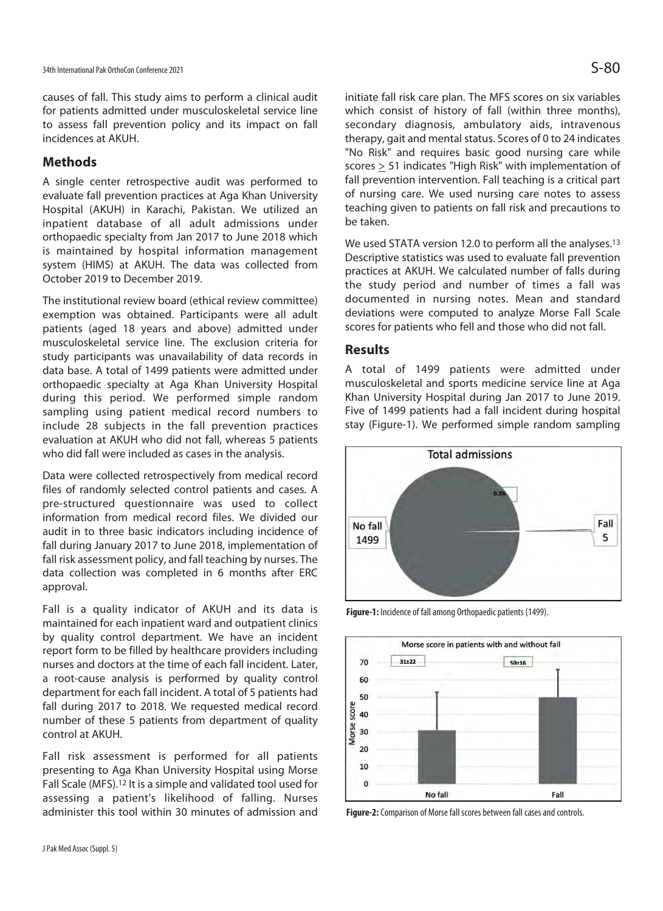causes of fall. This study aims to perform a clinical audit for patients admitted under musculoskeletal service line to assess fall prevention policy and its impact on fall incidences at AKUH.

## Methods

A single center retrospective audit was performed to evaluate fall prevention practices at Aga Khan University Hospital (AKUH) in Karachi, Pakistan. We utilized an inpatient database of all adult admissions under orthopaedic specialty from Jan 2017 to June 2018 which is maintained by hospital information management system (HIMS) at AKUH. The data was collected from October 2019 to December 2019.

The institutional review board (ethical review committee) exemption was obtained. Participants were all adult patients (aged 18 years and above) admitted under musculoskeletal service line. The exclusion criteria for study participants was unavailability of data records in data base. A total of 1499 patients were admitted under orthopaedic specialty at Aga Khan University Hospital during this period. We performed simple random sampling using patient medical record numbers to include 28 subjects in the fall prevention practices evaluation at AKUH who did not fall, whereas 5 patients who did fall were included as cases in the analysis.

Data were collected retrospectively from medical record files of randomly selected control patients and cases. A pre-structured questionnaire was used to collect information from medical record files. We divided our audit in to three basic indicators including incidence of fall during January 2017 to June 2018, implementation of fall risk assessment policy, and fall teaching by nurses. The data collection was completed in 6 months after ERC approval.

Fall is a quality indicator of AKUH and its data is maintained for each inpatient ward and outpatient clinics by quality control department. We have an incident report form to be filled by healthcare providers including nurses and doctors at the time of each fall incident. Later, a root-cause analysis is performed by quality control department for each fall incident. A total of 5 patients had fall during 2017 to 2018. We requested medical record number of these 5 patients from department of quality control at AKUH.

Fall risk assessment is performed for all patients presenting to Aga Khan University Hospital using Morse Fall Scale (MFS).[12] It is a simple and validated tool used for assessing a patient's likelihood of falling. Nurses administer this tool within 30 minutes of admission and initiate fall risk care plan. The MFS scores on six variables which consist of history of fall (within three months), secondary diagnosis, ambulatory aids, intravenous therapy, gait and mental status. Scores of 0 to 24 indicates "No Risk" and requires basic good nursing care while scores $\geq$ 51 indicates "High Risk" with implementation of fall prevention intervention. Fall teaching is a critical part of nursing care. We used nursing care notes to assess teaching given to patients on fall risk and precautions to be taken.

We used STATA version 12.0 to perform all the analyses.[13] Descriptive statistics was used to evaluate fall prevention practices at AKUH. We calculated number of falls during the study period and number of times a fall was documented in nursing notes. Mean and standard deviations were computed to analyze Morse Fall Scale scores for patients who fell and those who did not fall.

## Results

A total of 1499 patients were admitted under musculoskeletal and sports medicine service line at Aga Khan University Hospital during Jan 2017 to June 2019. Five of 1499 patients had a fall incident during hospital stay (Figure-1). We performed simple random sampling

**Figure-1:** Incidence of fall among Orthopaedic patients (1499).

**Figure-2:** Comparison of Morse fall scores between fall cases and controls.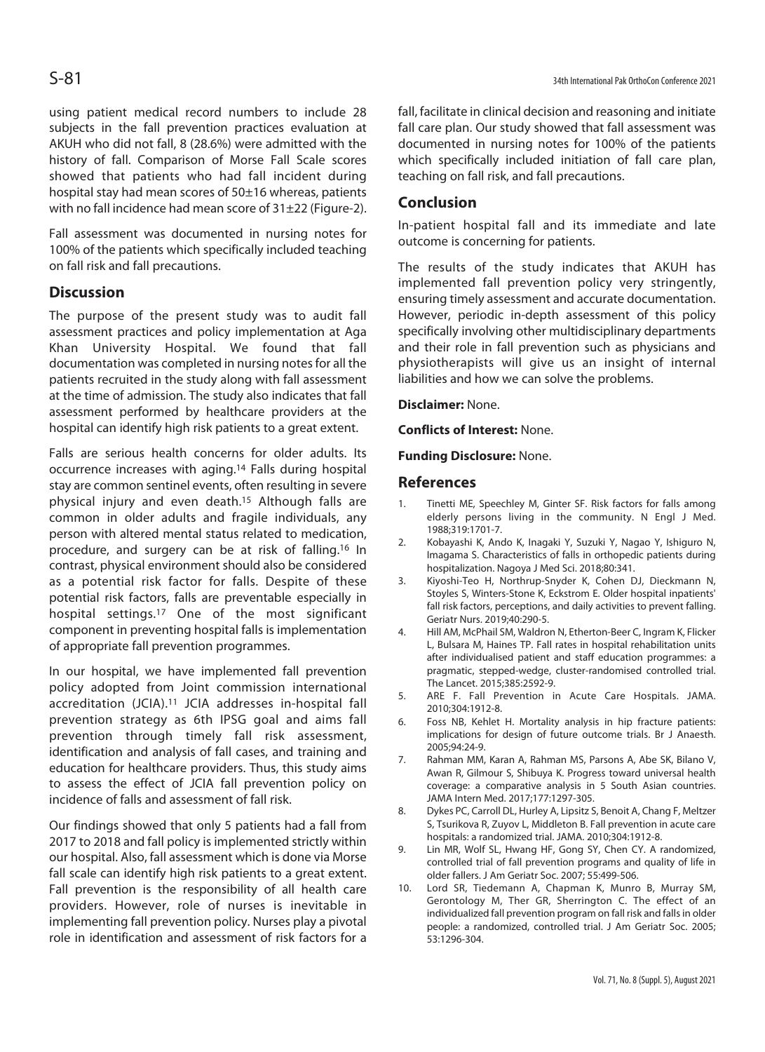using patient medical record numbers to include 28 subjects in the fall prevention practices evaluation at AKUH who did not fall, 8 (28.6%) were admitted with the history of fall. Comparison of Morse Fall Scale scores showed that patients who had fall incident during hospital stay had mean scores of 50±16 whereas, patients with no fall incidence had mean score of 31±22 (Figure-2).

Fall assessment was documented in nursing notes for 100% of the patients which specifically included teaching on fall risk and fall precautions.

## Discussion

The purpose of the present study was to audit fall assessment practices and policy implementation at Aga Khan University Hospital. We found that fall documentation was completed in nursing notes for all the patients recruited in the study along with fall assessment at the time of admission. The study also indicates that fall assessment performed by healthcare providers at the hospital can identify high risk patients to a great extent.

Falls are serious health concerns for older adults. Its occurrence increases with aging.[14] Falls during hospital stay are common sentinel events, often resulting in severe physical injury and even death.[15] Although falls are common in older adults and fragile individuals, any person with altered mental status related to medication, procedure, and surgery can be at risk of falling.[16] In contrast, physical environment should also be considered as a potential risk factor for falls. Despite of these potential risk factors, falls are preventable especially in hospital settings.[17] One of the most significant component in preventing hospital falls is implementation of appropriate fall prevention programmes.

In our hospital, we have implemented fall prevention policy adopted from Joint commission international accreditation (JCIA).[11] JCIA addresses in-hospital fall prevention strategy as 6th IPSG goal and aims fall prevention through timely fall risk assessment, identification and analysis of fall cases, and training and education for healthcare providers. Thus, this study aims to assess the effect of JCIA fall prevention policy on incidence of falls and assessment of fall risk.

Our findings showed that only 5 patients had a fall from 2017 to 2018 and fall policy is implemented strictly within our hospital. Also, fall assessment which is done via Morse fall scale can identify high risk patients to a great extent. Fall prevention is the responsibility of all health care providers. However, role of nurses is inevitable in implementing fall prevention policy. Nurses play a pivotal role in identification and assessment of risk factors for a fall, facilitate in clinical decision and reasoning and initiate fall care plan. Our study showed that fall assessment was documented in nursing notes for 100% of the patients which specifically included initiation of fall care plan, teaching on fall risk, and fall precautions.

## Conclusion

In-patient hospital fall and its immediate and late outcome is concerning for patients.

The results of the study indicates that AKUH has implemented fall prevention policy very stringently, ensuring timely assessment and accurate documentation. However, periodic in-depth assessment of this policy specifically involving other multidisciplinary departments and their role in fall prevention such as physicians and physiotherapists will give us an insight of internal liabilities and how we can solve the problems.

**Disclaimer:** None.

**Conflicts of Interest:** None.

**Funding Disclosure:** None.

## References

1. Tinetti ME, Speechley M, Ginter SF. Risk factors for falls among elderly persons living in the community. N Engl J Med. 1988;319:1701-7.
2. Kobayashi K, Ando K, Inagaki Y, Suzuki Y, Nagao Y, Ishiguro N, Imagama S. Characteristics of falls in orthopedic patients during hospitalization. Nagoya J Med Sci. 2018;80:341.
3. Kiyoshi-Teo H, Northrup-Snyder K, Cohen DJ, Dieckmann N, Stoyles S, Winters-Stone K, Eckstrom E. Older hospital inpatients' fall risk factors, perceptions, and daily activities to prevent falling. Geriatr Nurs. 2019;40:290-5.
4. Hill AM, McPhail SM, Waldron N, Etherton-Beer C, Ingram K, Flicker L, Bulsara M, Haines TP. Fall rates in hospital rehabilitation units after individualised patient and staff education programmes: a pragmatic, stepped-wedge, cluster-randomised controlled trial. The Lancet. 2015;385:2592-9.
5. ARE F. Fall Prevention in Acute Care Hospitals. JAMA. 2010;304:1912-8.
6. Foss NB, Kehlet H. Mortality analysis in hip fracture patients: implications for design of future outcome trials. Br J Anaesth. 2005;94:24-9.
7. Rahman MM, Karan A, Rahman MS, Parsons A, Abe SK, Bilano V, Awan R, Gilmour S, Shibuya K. Progress toward universal health coverage: a comparative analysis in 5 South Asian countries. JAMA Intern Med. 2017;177:1297-305.
8. Dykes PC, Carroll DL, Hurley A, Lipsitz S, Benoit A, Chang F, Meltzer S, Tsurikova R, Zuyov L, Middleton B. Fall prevention in acute care hospitals: a randomized trial. JAMA. 2010;304:1912-8.
9. Lin MR, Wolf SL, Hwang HF, Gong SY, Chen CY. A randomized, controlled trial of fall prevention programs and quality of life in older fallers. J Am Geriatr Soc. 2007; 55:499-506.
10. Lord SR, Tiedemann A, Chapman K, Munro B, Murray SM, Gerontology M, Ther GR, Sherrington C. The effect of an individualized fall prevention program on fall risk and falls in older people: a randomized, controlled trial. J Am Geriatr Soc. 2005; 53:1296-304.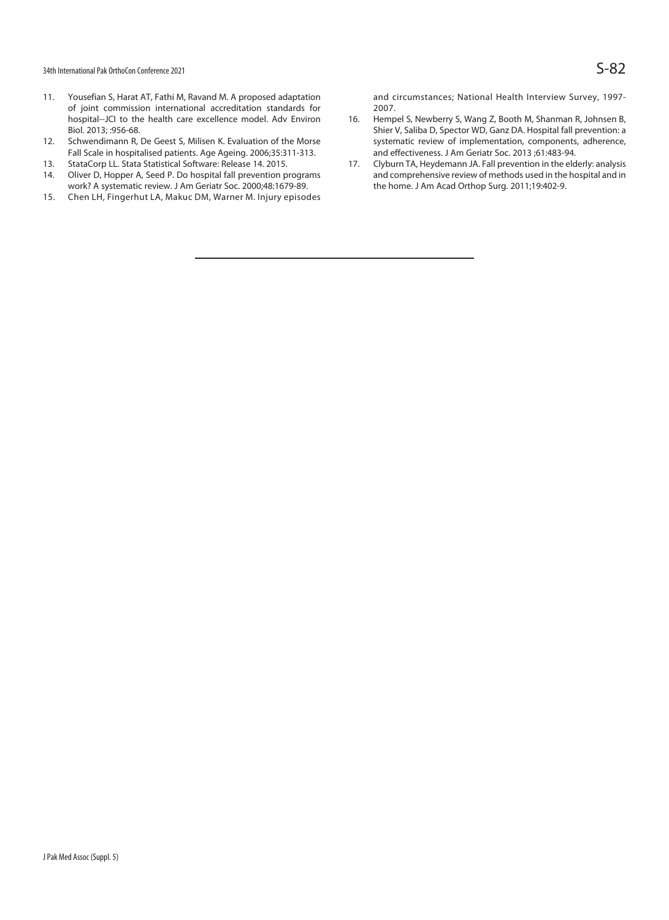11. Yousefian S, Harat AT, Fathi M, Ravand M. A proposed adaptation of joint commission international accreditation standards for hospital--JCI to the health care excellence model. Adv Environ Biol. 2013; :956-68.
12. Schwendimann R, De Geest S, Milisen K. Evaluation of the Morse Fall Scale in hospitalised patients. Age Ageing. 2006;35:311-313.
13. StataCorp LL. Stata Statistical Software: Release 14. 2015.
14. Oliver D, Hopper A, Seed P. Do hospital fall prevention programs work? A systematic review. J Am Geriatr Soc. 2000;48:1679-89.
15. Chen LH, Fingerhut LA, Makuc DM, Warner M. Injury episodes and circumstances; National Health Interview Survey, 1997-2007.
16. Hempel S, Newberry S, Wang Z, Booth M, Shanman R, Johnsen B, Shier V, Saliba D, Spector WD, Ganz DA. Hospital fall prevention: a systematic review of implementation, components, adherence, and effectiveness. J Am Geriatr Soc. 2013 ;61:483-94.
17. Clyburn TA, Heydemann JA. Fall prevention in the elderly: analysis and comprehensive review of methods used in the hospital and in the home. J Am Acad Orthop Surg. 2011;19:402-9.